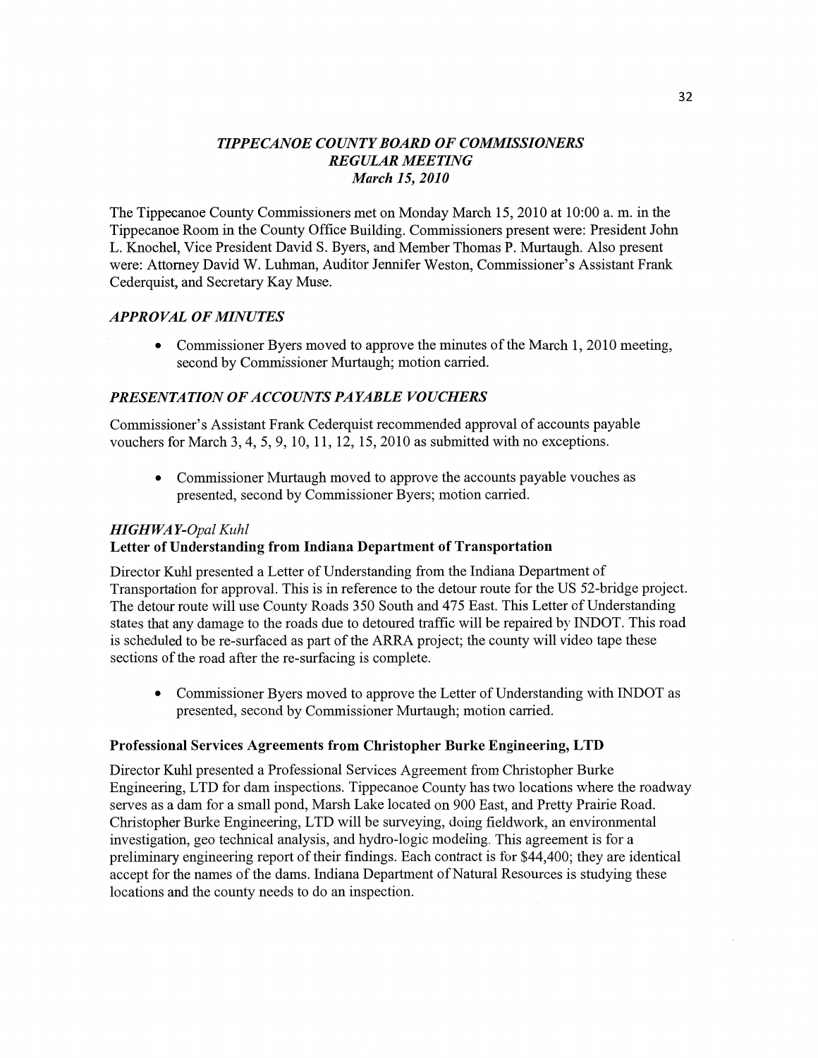# *TIPPECANOE COUNTY BOARD OF COMMISSIONERS*
## *REGULAR MEETING*
### *March 15, 2010*

The Tippecanoe County Commissioners met on Monday March 15, 2010 at 10:00 a. m. in the Tippecanoe Room in the County Office Building. Commissioners present were: President John L. Knochel, Vice President David S. Byers, and Member Thomas P. Murtaugh. Also present were: Attorney David W. Luhman, Auditor Jennifer Weston, Commissioner's Assistant Frank Cederquist, and Secretary Kay Muse.

### *APPROVAL OF MINUTES*

- Commissioner Byers moved to approve the minutes of the March 1, 2010 meeting, second by Commissioner Murtaugh; motion carried.

### *PRESENTATION OF ACCOUNTS PAYABLE VOUCHERS*

Commissioner's Assistant Frank Cederquist recommended approval of accounts payable vouchers for March 3, 4, 5, 9, 10, 11, 12, 15, 2010 as submitted with no exceptions.

- Commissioner Murtaugh moved to approve the accounts payable vouches as presented, second by Commissioner Byers; motion carried.

### *HIGHWAY-Opal Kuhl*

**Letter of Understanding from Indiana Department of Transportation**

Director Kuhl presented a Letter of Understanding from the Indiana Department of Transportation for approval. This is in reference to the detour route for the US 52-bridge project. The detour route will use County Roads 350 South and 475 East. This Letter of Understanding states that any damage to the roads due to detoured traffic will be repaired by INDOT. This road is scheduled to be re-surfaced as part of the ARRA project; the county will video tape these sections of the road after the re-surfacing is complete.

- Commissioner Byers moved to approve the Letter of Understanding with INDOT as presented, second by Commissioner Murtaugh; motion carried.

**Professional Services Agreements from Christopher Burke Engineering, LTD**

Director Kuhl presented a Professional Services Agreement from Christopher Burke Engineering, LTD for dam inspections. Tippecanoe County has two locations where the roadway serves as a dam for a small pond, Marsh Lake located on 900 East, and Pretty Prairie Road. Christopher Burke Engineering, LTD will be surveying, doing fieldwork, an environmental investigation, geo technical analysis, and hydro-logic modeling. This agreement is for a preliminary engineering report of their findings. Each contract is for $44,400; they are identical accept for the names of the dams. Indiana Department of Natural Resources is studying these locations and the county needs to do an inspection.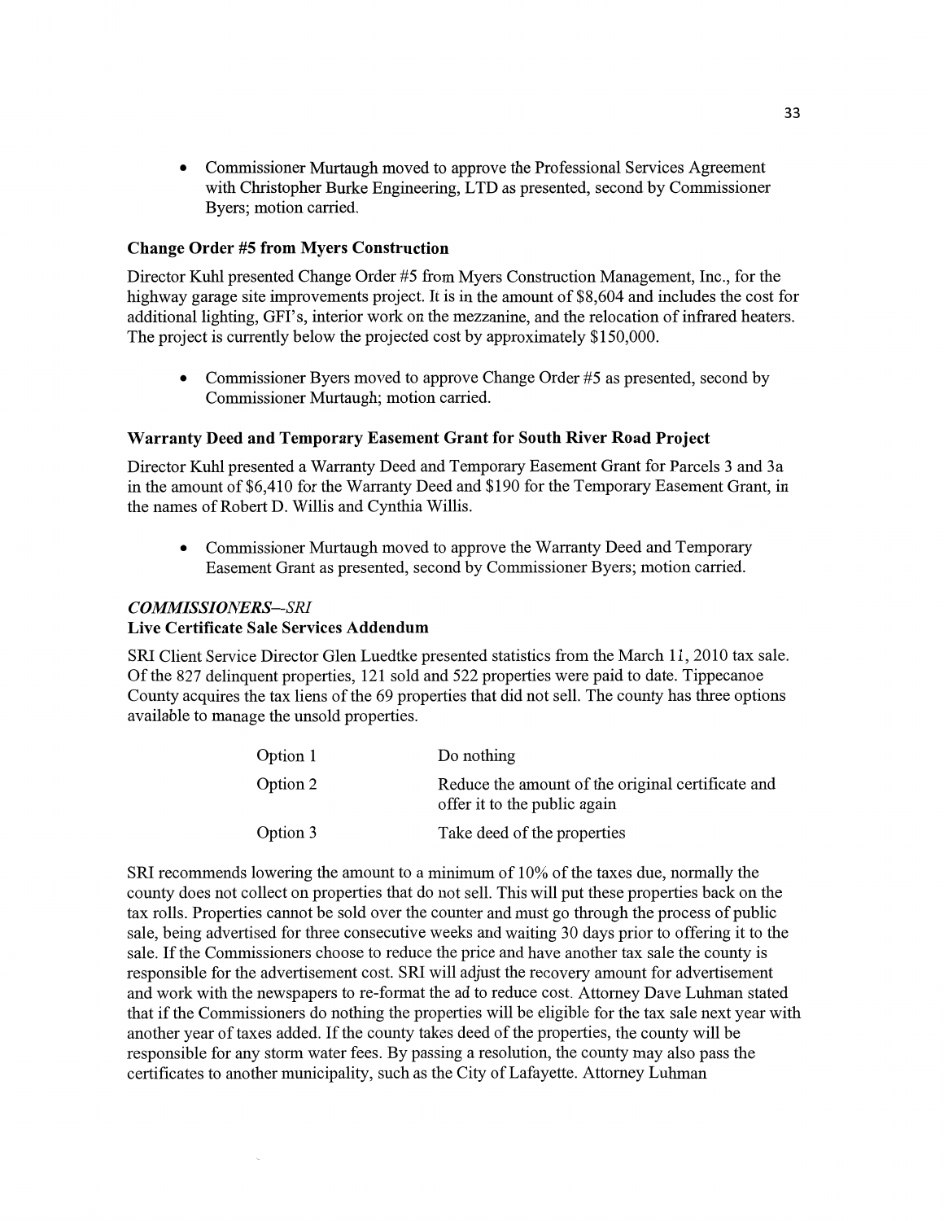- Commissioner Murtaugh moved to approve the Professional Services Agreement with Christopher Burke Engineering, LTD as presented, second by Commissioner Byers; motion carried.

**Change Order #5 from Myers Construction**

Director Kuhl presented Change Order #5 from Myers Construction Management, Inc., for the highway garage site improvements project. It is in the amount of $8,604 and includes the cost for additional lighting, GFI's, interior work on the mezzanine, and the relocation of infrared heaters. The project is currently below the projected cost by approximately $150,000.

- Commissioner Byers moved to approve Change Order #5 as presented, second by Commissioner Murtaugh; motion carried.

**Warranty Deed and Temporary Easement Grant for South River Road Project**

Director Kuhl presented a Warranty Deed and Temporary Easement Grant for Parcels 3 and 3a in the amount of $6,410 for the Warranty Deed and $190 for the Temporary Easement Grant, in the names of Robert D. Willis and Cynthia Willis.

- Commissioner Murtaugh moved to approve the Warranty Deed and Temporary Easement Grant as presented, second by Commissioner Byers; motion carried.

***COMMISSIONERS—SRI***

**Live Certificate Sale Services Addendum**

SRI Client Service Director Glen Luedtke presented statistics from the March 11, 2010 tax sale. Of the 827 delinquent properties, 121 sold and 522 properties were paid to date. Tippecanoe County acquires the tax liens of the 69 properties that did not sell. The county has three options available to manage the unsold properties.

| | |
|---|---|
| Option 1 | Do nothing |
| Option 2 | Reduce the amount of the original certificate and offer it to the public again |
| Option 3 | Take deed of the properties |

SRI recommends lowering the amount to a minimum of 10% of the taxes due, normally the county does not collect on properties that do not sell. This will put these properties back on the tax rolls. Properties cannot be sold over the counter and must go through the process of public sale, being advertised for three consecutive weeks and waiting 30 days prior to offering it to the sale. If the Commissioners choose to reduce the price and have another tax sale the county is responsible for the advertisement cost. SRI will adjust the recovery amount for advertisement and work with the newspapers to re-format the ad to reduce cost. Attorney Dave Luhman stated that if the Commissioners do nothing the properties will be eligible for the tax sale next year with another year of taxes added. If the county takes deed of the properties, the county will be responsible for any storm water fees. By passing a resolution, the county may also pass the certificates to another municipality, such as the City of Lafayette. Attorney Luhman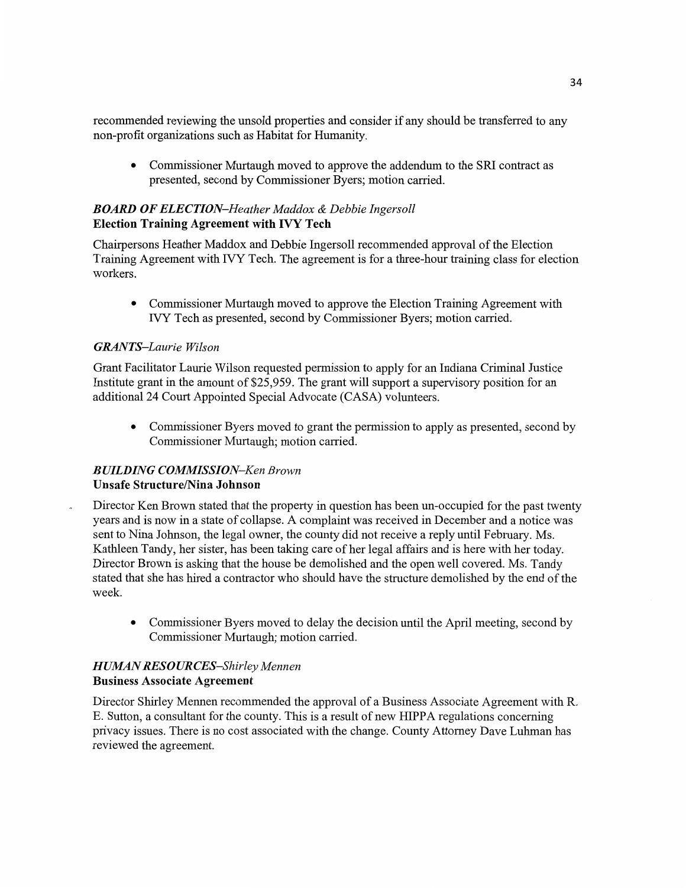recommended reviewing the unsold properties and consider if any should be transferred to any non-profit organizations such as Habitat for Humanity.

- Commissioner Murtaugh moved to approve the addendum to the SRI contract as presented, second by Commissioner Byers; motion carried.

***BOARD OF ELECTION–Heather Maddox & Debbie Ingersoll***
**Election Training Agreement with IVY Tech**

Chairpersons Heather Maddox and Debbie Ingersoll recommended approval of the Election Training Agreement with IVY Tech. The agreement is for a three-hour training class for election workers.

- Commissioner Murtaugh moved to approve the Election Training Agreement with IVY Tech as presented, second by Commissioner Byers; motion carried.

***GRANTS–Laurie Wilson***

Grant Facilitator Laurie Wilson requested permission to apply for an Indiana Criminal Justice Institute grant in the amount of $25,959. The grant will support a supervisory position for an additional 24 Court Appointed Special Advocate (CASA) volunteers.

- Commissioner Byers moved to grant the permission to apply as presented, second by Commissioner Murtaugh; motion carried.

***BUILDING COMMISSION–Ken Brown***
**Unsafe Structure/Nina Johnson**

Director Ken Brown stated that the property in question has been un-occupied for the past twenty years and is now in a state of collapse. A complaint was received in December and a notice was sent to Nina Johnson, the legal owner, the county did not receive a reply until February. Ms. Kathleen Tandy, her sister, has been taking care of her legal affairs and is here with her today. Director Brown is asking that the house be demolished and the open well covered. Ms. Tandy stated that she has hired a contractor who should have the structure demolished by the end of the week.

- Commissioner Byers moved to delay the decision until the April meeting, second by Commissioner Murtaugh; motion carried.

***HUMAN RESOURCES–Shirley Mennen***
**Business Associate Agreement**

Director Shirley Mennen recommended the approval of a Business Associate Agreement with R. E. Sutton, a consultant for the county. This is a result of new HIPPA regulations concerning privacy issues. There is no cost associated with the change. County Attorney Dave Luhman has reviewed the agreement.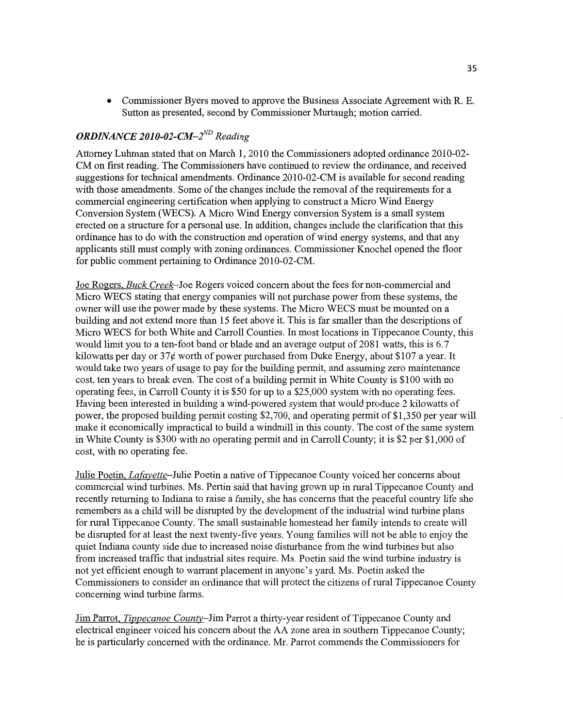- Commissioner Byers moved to approve the Business Associate Agreement with R. E. Sutton as presented, second by Commissioner Murtaugh; motion carried.

### *ORDINANCE 2010-02-CM–2ND Reading*

Attorney Luhman stated that on March 1, 2010 the Commissioners adopted ordinance 2010-02-CM on first reading. The Commissioners have continued to review the ordinance, and received suggestions for technical amendments. Ordinance 2010-02-CM is available for second reading with those amendments. Some of the changes include the removal of the requirements for a commercial engineering certification when applying to construct a Micro Wind Energy Conversion System (WECS). A Micro Wind Energy conversion System is a small system erected on a structure for a personal use. In addition, changes include the clarification that this ordinance has to do with the construction and operation of wind energy systems, and that any applicants still must comply with zoning ordinances. Commissioner Knochel opened the floor for public comment pertaining to Ordinance 2010-02-CM.

Joe Rogers, *Buck Creek*–Joe Rogers voiced concern about the fees for non-commercial and Micro WECS stating that energy companies will not purchase power from these systems, the owner will use the power made by these systems. The Micro WECS must be mounted on a building and not extend more than 15 feet above it. This is far smaller than the descriptions of Micro WECS for both White and Carroll Counties. In most locations in Tippecanoe County, this would limit you to a ten-foot band or blade and an average output of 2081 watts, this is 6.7 kilowatts per day or 37¢ worth of power purchased from Duke Energy, about $107 a year. It would take two years of usage to pay for the building permit, and assuming zero maintenance cost, ten years to break even. The cost of a building permit in White County is $100 with no operating fees, in Carroll County it is $50 for up to a $25,000 system with no operating fees. Having been interested in building a wind-powered system that would produce 2 kilowatts of power, the proposed building permit costing $2,700, and operating permit of $1,350 per year will make it economically impractical to build a windmill in this county. The cost of the same system in White County is $300 with no operating permit and in Carroll County; it is $2 per $1,000 of cost, with no operating fee.

Julie Poetin, *Lafayette*–Julie Poetin a native of Tippecanoe County voiced her concerns about commercial wind turbines. Ms. Pertin said that having grown up in rural Tippecanoe County and recently returning to Indiana to raise a family, she has concerns that the peaceful country life she remembers as a child will be disrupted by the development of the industrial wind turbine plans for rural Tippecanoe County. The small sustainable homestead her family intends to create will be disrupted for at least the next twenty-five years. Young families will not be able to enjoy the quiet Indiana county side due to increased noise disturbance from the wind turbines but also from increased traffic that industrial sites require. Ms. Poetin said the wind turbine industry is not yet efficient enough to warrant placement in anyone's yard. Ms. Poetin asked the Commissioners to consider an ordinance that will protect the citizens of rural Tippecanoe County concerning wind turbine farms.

Jim Parrot, *Tippecanoe County*–Jim Parrot a thirty-year resident of Tippecanoe County and electrical engineer voiced his concern about the AA zone area in southern Tippecanoe County; he is particularly concerned with the ordinance. Mr. Parrot commends the Commissioners for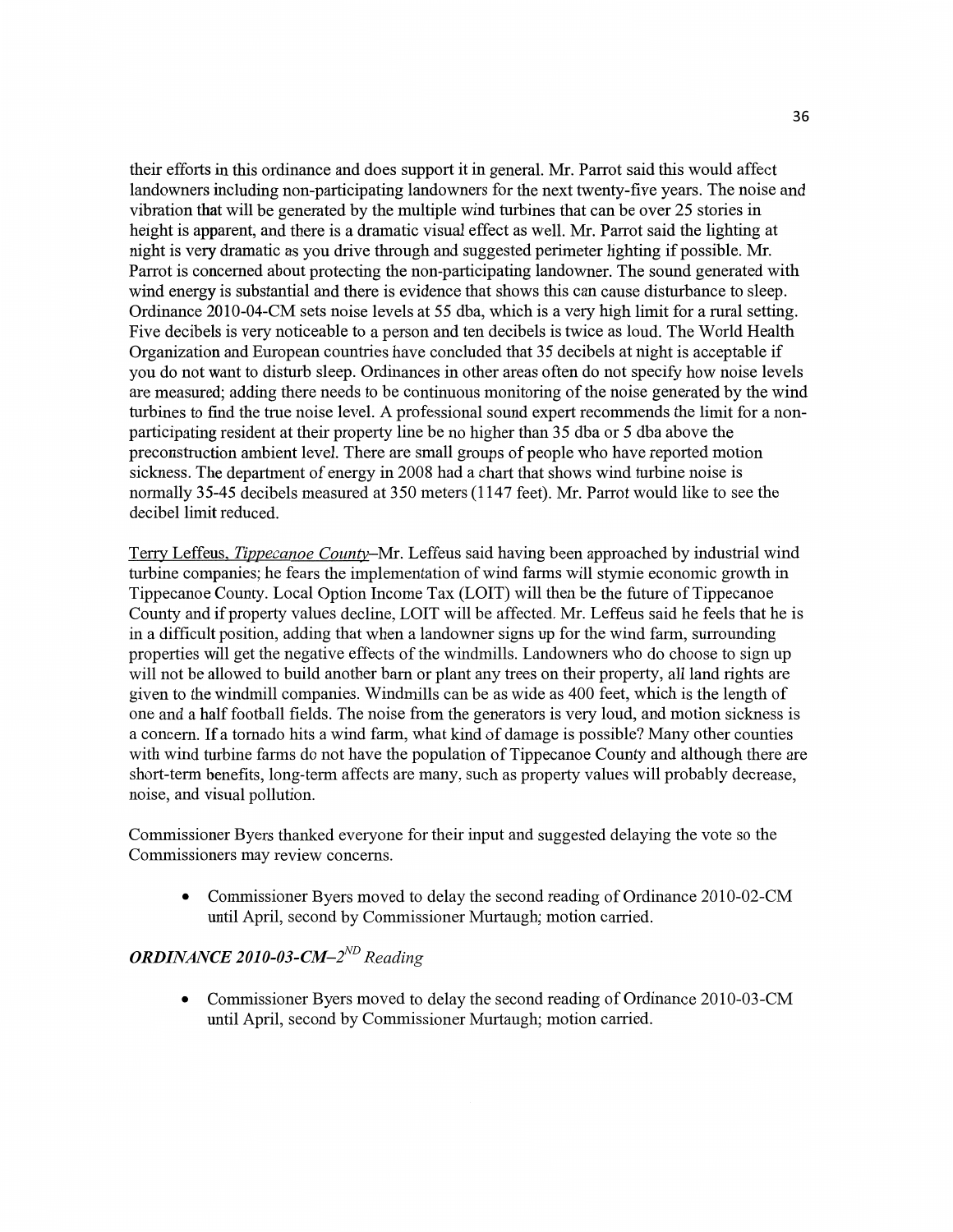their efforts in this ordinance and does support it in general. Mr. Parrot said this would affect landowners including non-participating landowners for the next twenty-five years. The noise and vibration that will be generated by the multiple wind turbines that can be over 25 stories in height is apparent, and there is a dramatic visual effect as well. Mr. Parrot said the lighting at night is very dramatic as you drive through and suggested perimeter lighting if possible. Mr. Parrot is concerned about protecting the non-participating landowner. The sound generated with wind energy is substantial and there is evidence that shows this can cause disturbance to sleep. Ordinance 2010-04-CM sets noise levels at 55 dba, which is a very high limit for a rural setting. Five decibels is very noticeable to a person and ten decibels is twice as loud. The World Health Organization and European countries have concluded that 35 decibels at night is acceptable if you do not want to disturb sleep. Ordinances in other areas often do not specify how noise levels are measured; adding there needs to be continuous monitoring of the noise generated by the wind turbines to find the true noise level. A professional sound expert recommends the limit for a non-participating resident at their property line be no higher than 35 dba or 5 dba above the preconstruction ambient level. There are small groups of people who have reported motion sickness. The department of energy in 2008 had a chart that shows wind turbine noise is normally 35-45 decibels measured at 350 meters (1147 feet). Mr. Parrot would like to see the decibel limit reduced.

Terry Leffeus, *Tippecanoe County*–Mr. Leffeus said having been approached by industrial wind turbine companies; he fears the implementation of wind farms will stymie economic growth in Tippecanoe County. Local Option Income Tax (LOIT) will then be the future of Tippecanoe County and if property values decline, LOIT will be affected. Mr. Leffeus said he feels that he is in a difficult position, adding that when a landowner signs up for the wind farm, surrounding properties will get the negative effects of the windmills. Landowners who do choose to sign up will not be allowed to build another barn or plant any trees on their property, all land rights are given to the windmill companies. Windmills can be as wide as 400 feet, which is the length of one and a half football fields. The noise from the generators is very loud, and motion sickness is a concern. If a tornado hits a wind farm, what kind of damage is possible? Many other counties with wind turbine farms do not have the population of Tippecanoe County and although there are short-term benefits, long-term affects are many, such as property values will probably decrease, noise, and visual pollution.

Commissioner Byers thanked everyone for their input and suggested delaying the vote so the Commissioners may review concerns.

- Commissioner Byers moved to delay the second reading of Ordinance 2010-02-CM until April, second by Commissioner Murtaugh; motion carried.

### *ORDINANCE 2010-03-CM–2ND Reading*

- Commissioner Byers moved to delay the second reading of Ordinance 2010-03-CM until April, second by Commissioner Murtaugh; motion carried.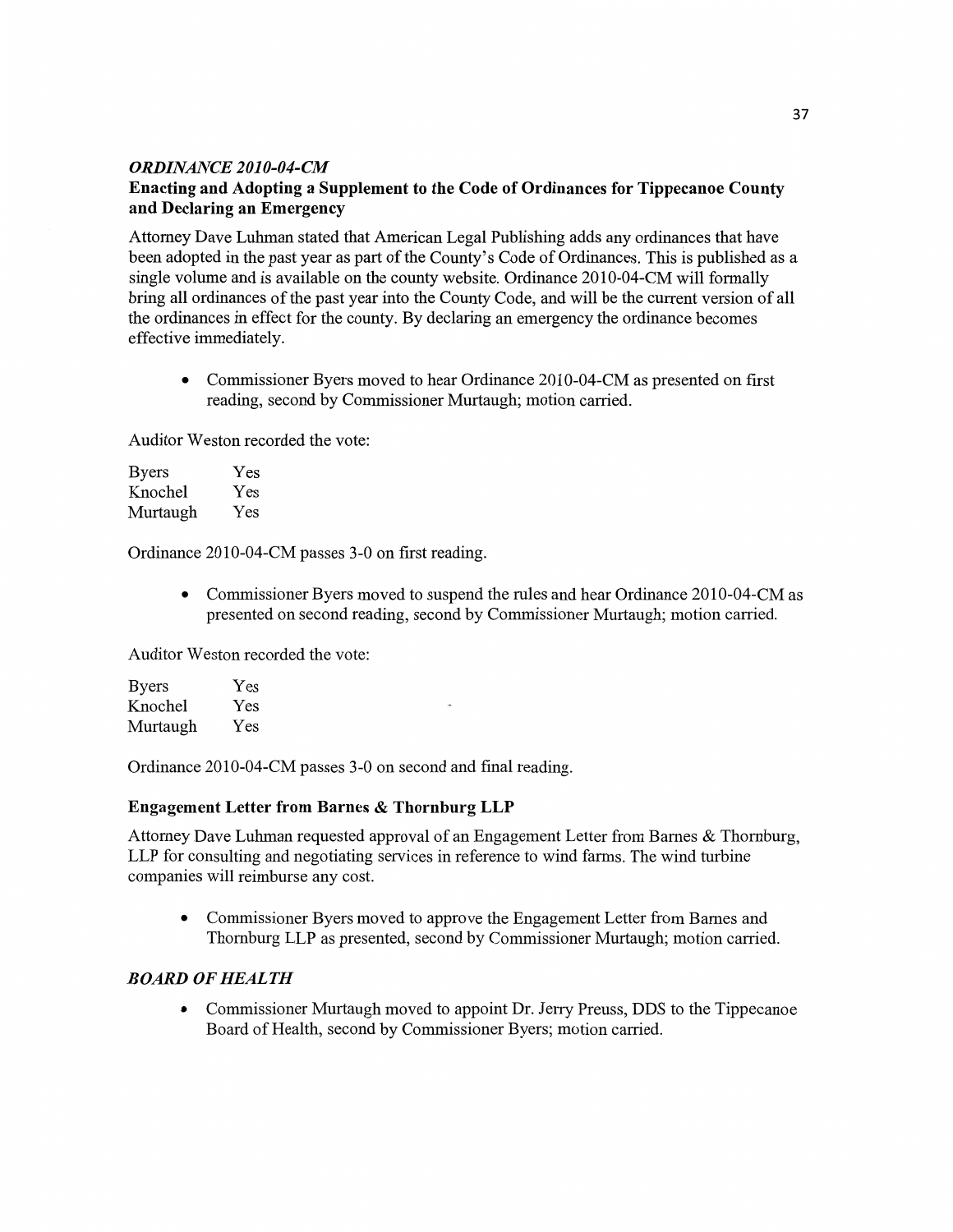### *ORDINANCE 2010-04-CM*

**Enacting and Adopting a Supplement to the Code of Ordinances for Tippecanoe County and Declaring an Emergency**

Attorney Dave Luhman stated that American Legal Publishing adds any ordinances that have been adopted in the past year as part of the County's Code of Ordinances. This is published as a single volume and is available on the county website. Ordinance 2010-04-CM will formally bring all ordinances of the past year into the County Code, and will be the current version of all the ordinances in effect for the county. By declaring an emergency the ordinance becomes effective immediately.

- Commissioner Byers moved to hear Ordinance 2010-04-CM as presented on first reading, second by Commissioner Murtaugh; motion carried.

Auditor Weston recorded the vote:

| | |
|---|---|
| Byers | Yes |
| Knochel | Yes |
| Murtaugh | Yes |

Ordinance 2010-04-CM passes 3-0 on first reading.

- Commissioner Byers moved to suspend the rules and hear Ordinance 2010-04-CM as presented on second reading, second by Commissioner Murtaugh; motion carried.

Auditor Weston recorded the vote:

| | |
|---|---|
| Byers | Yes |
| Knochel | Yes |
| Murtaugh | Yes |

Ordinance 2010-04-CM passes 3-0 on second and final reading.

**Engagement Letter from Barnes & Thornburg LLP**

Attorney Dave Luhman requested approval of an Engagement Letter from Barnes & Thornburg, LLP for consulting and negotiating services in reference to wind farms. The wind turbine companies will reimburse any cost.

- Commissioner Byers moved to approve the Engagement Letter from Barnes and Thornburg LLP as presented, second by Commissioner Murtaugh; motion carried.

### *BOARD OF HEALTH*

- Commissioner Murtaugh moved to appoint Dr. Jerry Preuss, DDS to the Tippecanoe Board of Health, second by Commissioner Byers; motion carried.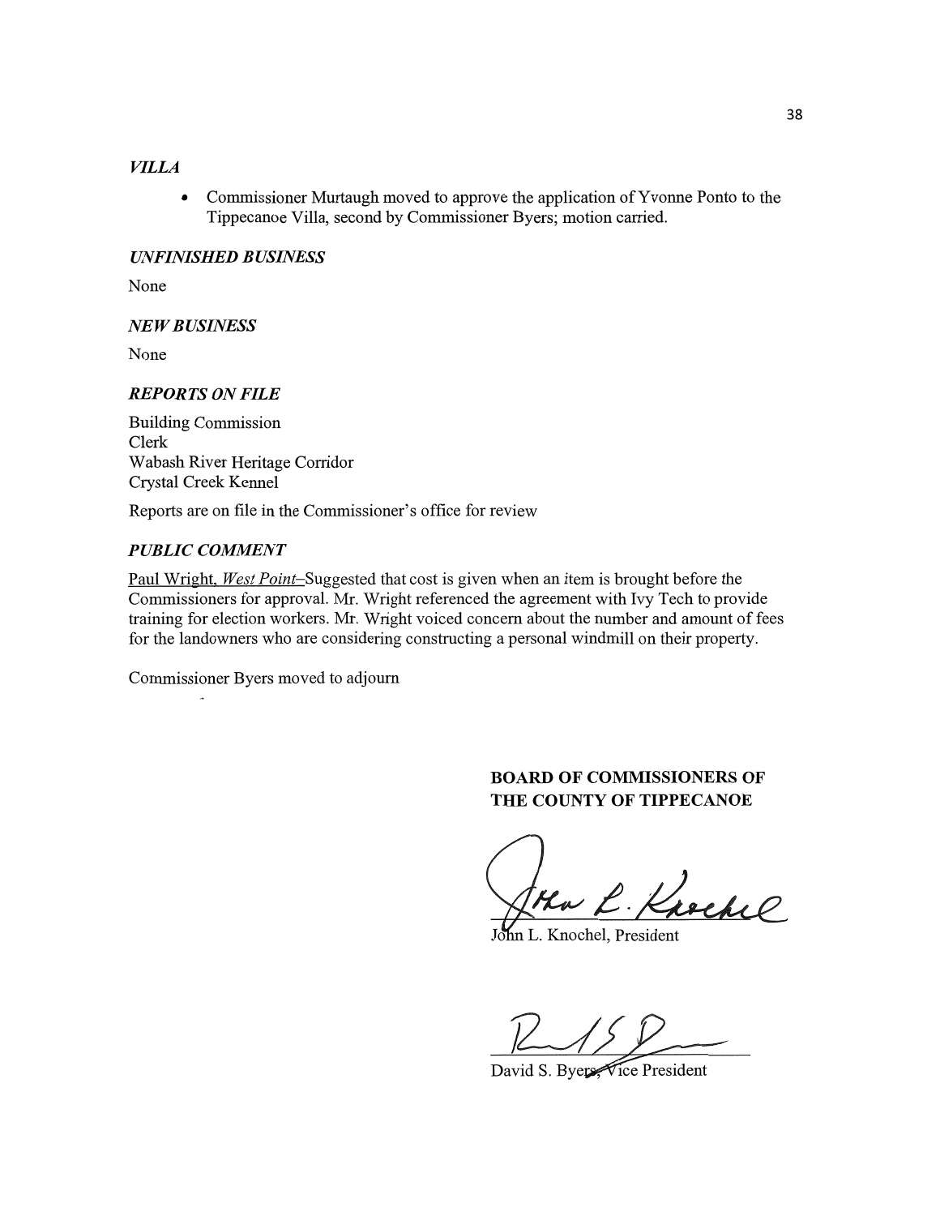### *VILLA*

- Commissioner Murtaugh moved to approve the application of Yvonne Ponto to the Tippecanoe Villa, second by Commissioner Byers; motion carried.

### *UNFINISHED BUSINESS*

None

### *NEW BUSINESS*

None

### *REPORTS ON FILE*

Building Commission
Clerk
Wabash River Heritage Corridor
Crystal Creek Kennel

Reports are on file in the Commissioner's office for review

### *PUBLIC COMMENT*

Paul Wright, *West Point*–Suggested that cost is given when an item is brought before the Commissioners for approval. Mr. Wright referenced the agreement with Ivy Tech to provide training for election workers. Mr. Wright voiced concern about the number and amount of fees for the landowners who are considering constructing a personal windmill on their property.

Commissioner Byers moved to adjourn

**BOARD OF COMMISSIONERS OF THE COUNTY OF TIPPECANOE**

John L. Knochel, President

David S. Byers, Vice President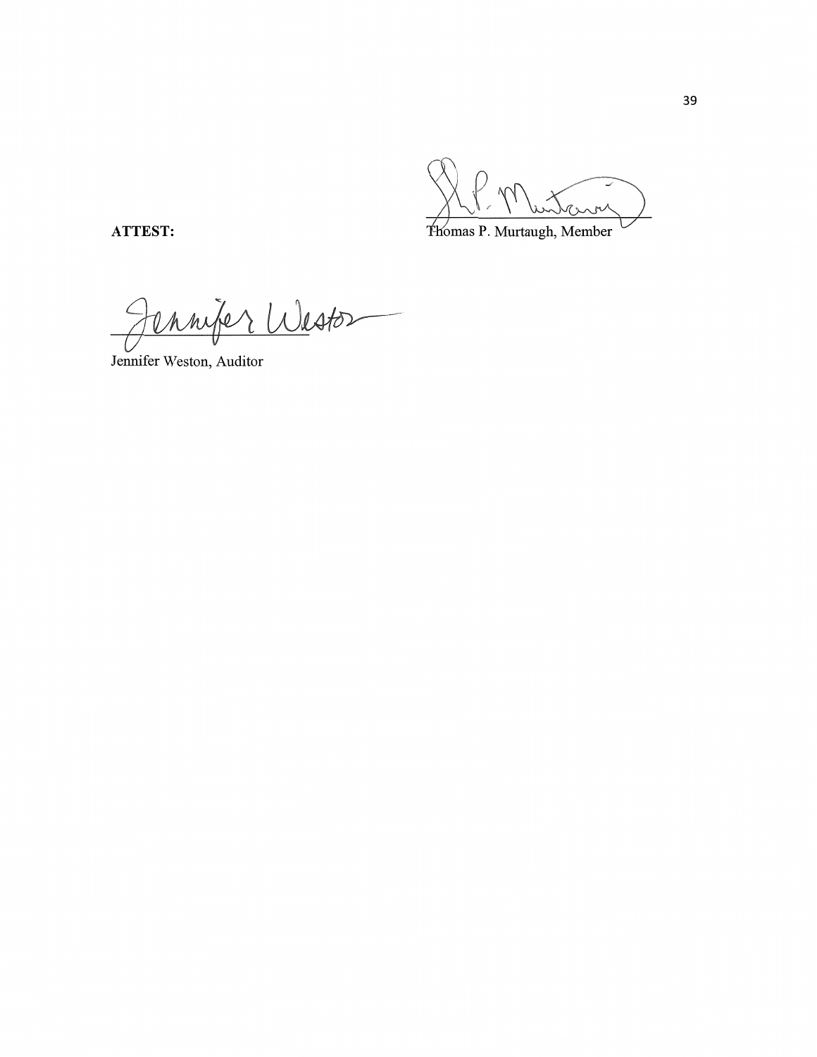Thomas P. Murtaugh, Member

**ATTEST:**

Jennifer Weston, Auditor